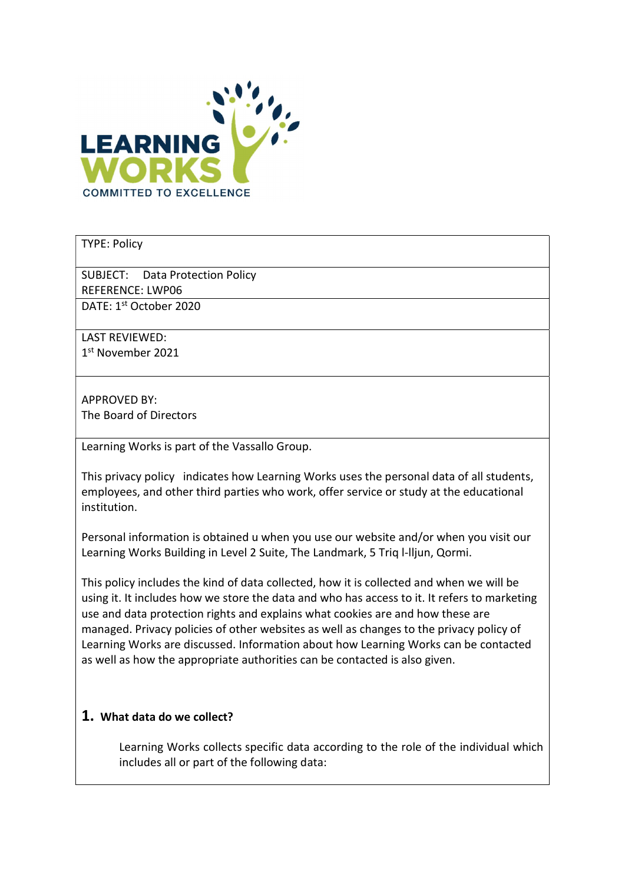LEARNING WORKS
COMMITTED TO EXCELLENCE

| TYPE: Policy |
|---|
| SUBJECT: Data Protection Policy<br>REFERENCE: LWP06 |
| DATE: 1st October 2020 |
| LAST REVIEWED:<br>1st November 2021 |
| APPROVED BY:<br>The Board of Directors |

Learning Works is part of the Vassallo Group.

This privacy policy indicates how Learning Works uses the personal data of all students, employees, and other third parties who work, offer service or study at the educational institution.

Personal information is obtained u when you use our website and/or when you visit our Learning Works Building in Level 2 Suite, The Landmark, 5 Triq l-Iljun, Qormi.

This policy includes the kind of data collected, how it is collected and when we will be using it. It includes how we store the data and who has access to it. It refers to marketing use and data protection rights and explains what cookies are and how these are managed. Privacy policies of other websites as well as changes to the privacy policy of Learning Works are discussed. Information about how Learning Works can be contacted as well as how the appropriate authorities can be contacted is also given.

## 1. What data do we collect?

Learning Works collects specific data according to the role of the individual which includes all or part of the following data: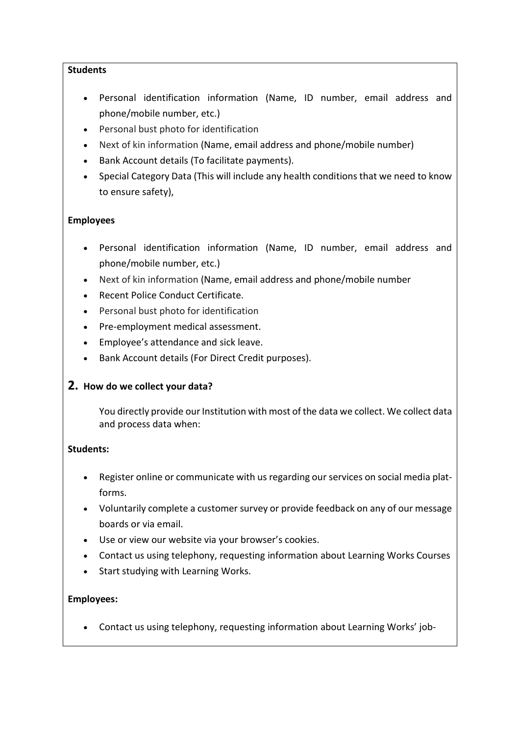**Students**

- Personal identification information (Name, ID number, email address and phone/mobile number, etc.)
- Personal bust photo for identification
- Next of kin information (Name, email address and phone/mobile number)
- Bank Account details (To facilitate payments).
- Special Category Data (This will include any health conditions that we need to know to ensure safety),

**Employees**

- Personal identification information (Name, ID number, email address and phone/mobile number, etc.)
- Next of kin information (Name, email address and phone/mobile number
- Recent Police Conduct Certificate.
- Personal bust photo for identification
- Pre-employment medical assessment.
- Employee's attendance and sick leave.
- Bank Account details (For Direct Credit purposes).

## 2. How do we collect your data?

You directly provide our Institution with most of the data we collect. We collect data and process data when:

**Students:**

- Register online or communicate with us regarding our services on social media platforms.
- Voluntarily complete a customer survey or provide feedback on any of our message boards or via email.
- Use or view our website via your browser's cookies.
- Contact us using telephony, requesting information about Learning Works Courses
- Start studying with Learning Works.

**Employees:**

- Contact us using telephony, requesting information about Learning Works' job-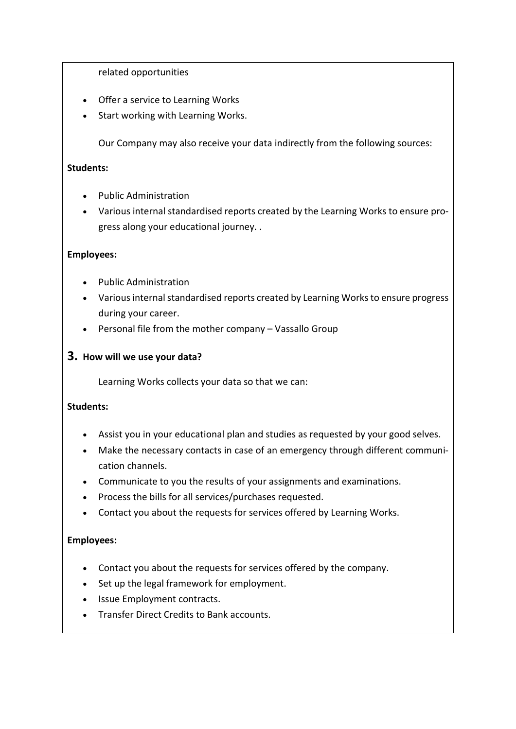related opportunities

- Offer a service to Learning Works
- Start working with Learning Works.

Our Company may also receive your data indirectly from the following sources:

**Students:**

- Public Administration
- Various internal standardised reports created by the Learning Works to ensure progress along your educational journey. .

**Employees:**

- Public Administration
- Various internal standardised reports created by Learning Works to ensure progress during your career.
- Personal file from the mother company – Vassallo Group

## 3. How will we use your data?

Learning Works collects your data so that we can:

**Students:**

- Assist you in your educational plan and studies as requested by your good selves.
- Make the necessary contacts in case of an emergency through different communication channels.
- Communicate to you the results of your assignments and examinations.
- Process the bills for all services/purchases requested.
- Contact you about the requests for services offered by Learning Works.

**Employees:**

- Contact you about the requests for services offered by the company.
- Set up the legal framework for employment.
- Issue Employment contracts.
- Transfer Direct Credits to Bank accounts.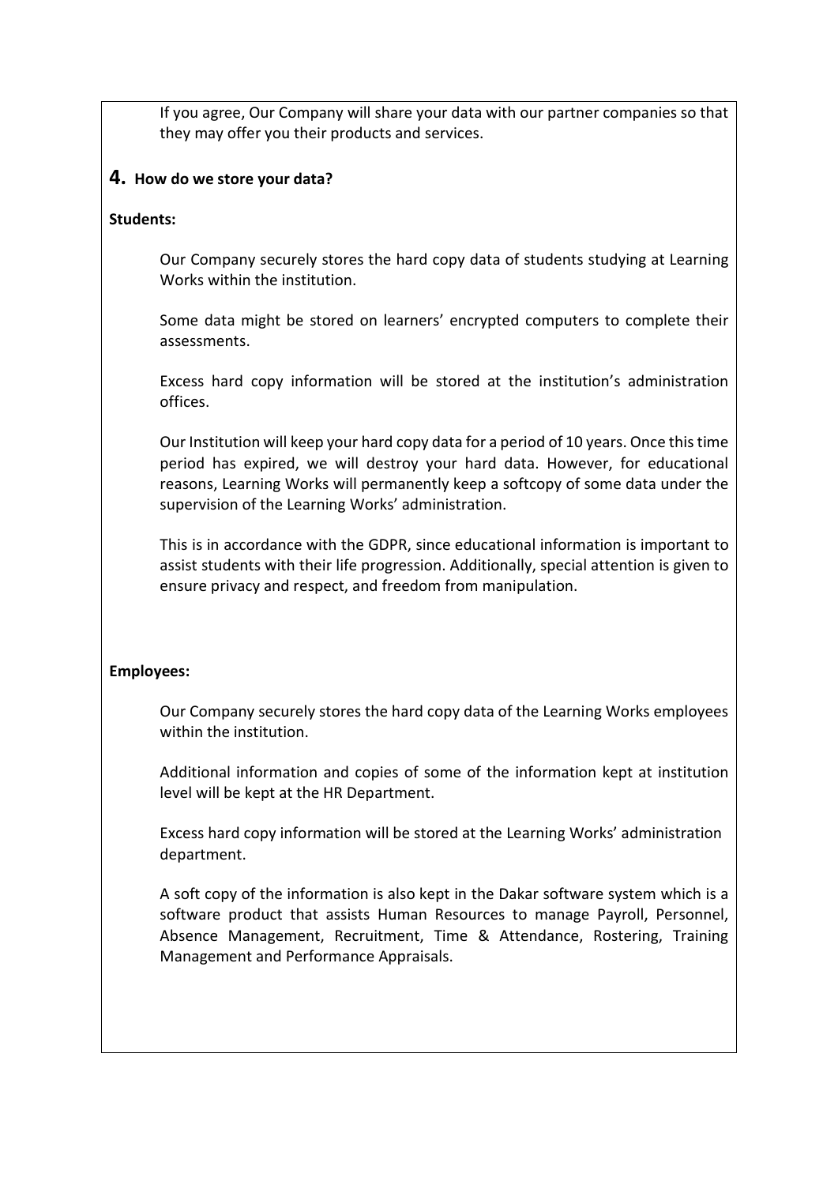If you agree, Our Company will share your data with our partner companies so that they may offer you their products and services.

## 4. How do we store your data?

**Students:**

Our Company securely stores the hard copy data of students studying at Learning Works within the institution.

Some data might be stored on learners' encrypted computers to complete their assessments.

Excess hard copy information will be stored at the institution's administration offices.

Our Institution will keep your hard copy data for a period of 10 years. Once this time period has expired, we will destroy your hard data. However, for educational reasons, Learning Works will permanently keep a softcopy of some data under the supervision of the Learning Works' administration.

This is in accordance with the GDPR, since educational information is important to assist students with their life progression. Additionally, special attention is given to ensure privacy and respect, and freedom from manipulation.

**Employees:**

Our Company securely stores the hard copy data of the Learning Works employees within the institution.

Additional information and copies of some of the information kept at institution level will be kept at the HR Department.

Excess hard copy information will be stored at the Learning Works' administration department.

A soft copy of the information is also kept in the Dakar software system which is a software product that assists Human Resources to manage Payroll, Personnel, Absence Management, Recruitment, Time & Attendance, Rostering, Training Management and Performance Appraisals.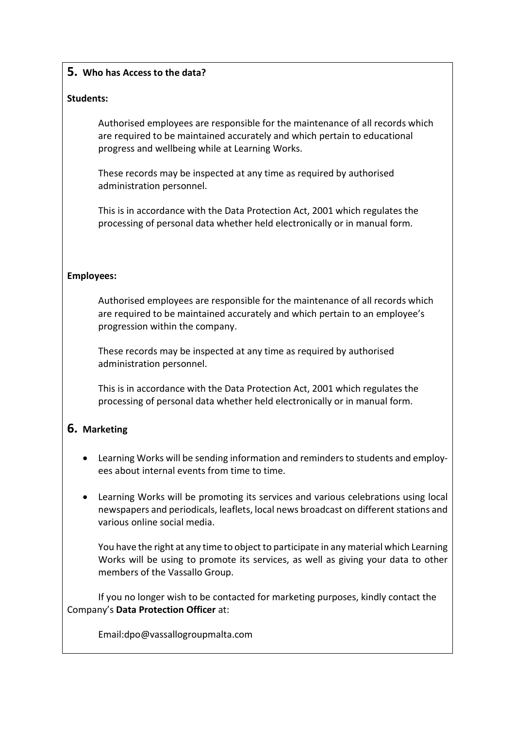## 5. Who has Access to the data?

**Students:**

Authorised employees are responsible for the maintenance of all records which are required to be maintained accurately and which pertain to educational progress and wellbeing while at Learning Works.

These records may be inspected at any time as required by authorised administration personnel.

This is in accordance with the Data Protection Act, 2001 which regulates the processing of personal data whether held electronically or in manual form.

**Employees:**

Authorised employees are responsible for the maintenance of all records which are required to be maintained accurately and which pertain to an employee's progression within the company.

These records may be inspected at any time as required by authorised administration personnel.

This is in accordance with the Data Protection Act, 2001 which regulates the processing of personal data whether held electronically or in manual form.

## 6. Marketing

- Learning Works will be sending information and reminders to students and employees about internal events from time to time.
- Learning Works will be promoting its services and various celebrations using local newspapers and periodicals, leaflets, local news broadcast on different stations and various online social media.

  You have the right at any time to object to participate in any material which Learning Works will be using to promote its services, as well as giving your data to other members of the Vassallo Group.

If you no longer wish to be contacted for marketing purposes, kindly contact the Company's **Data Protection Officer** at:

Email:dpo@vassallogroupmalta.com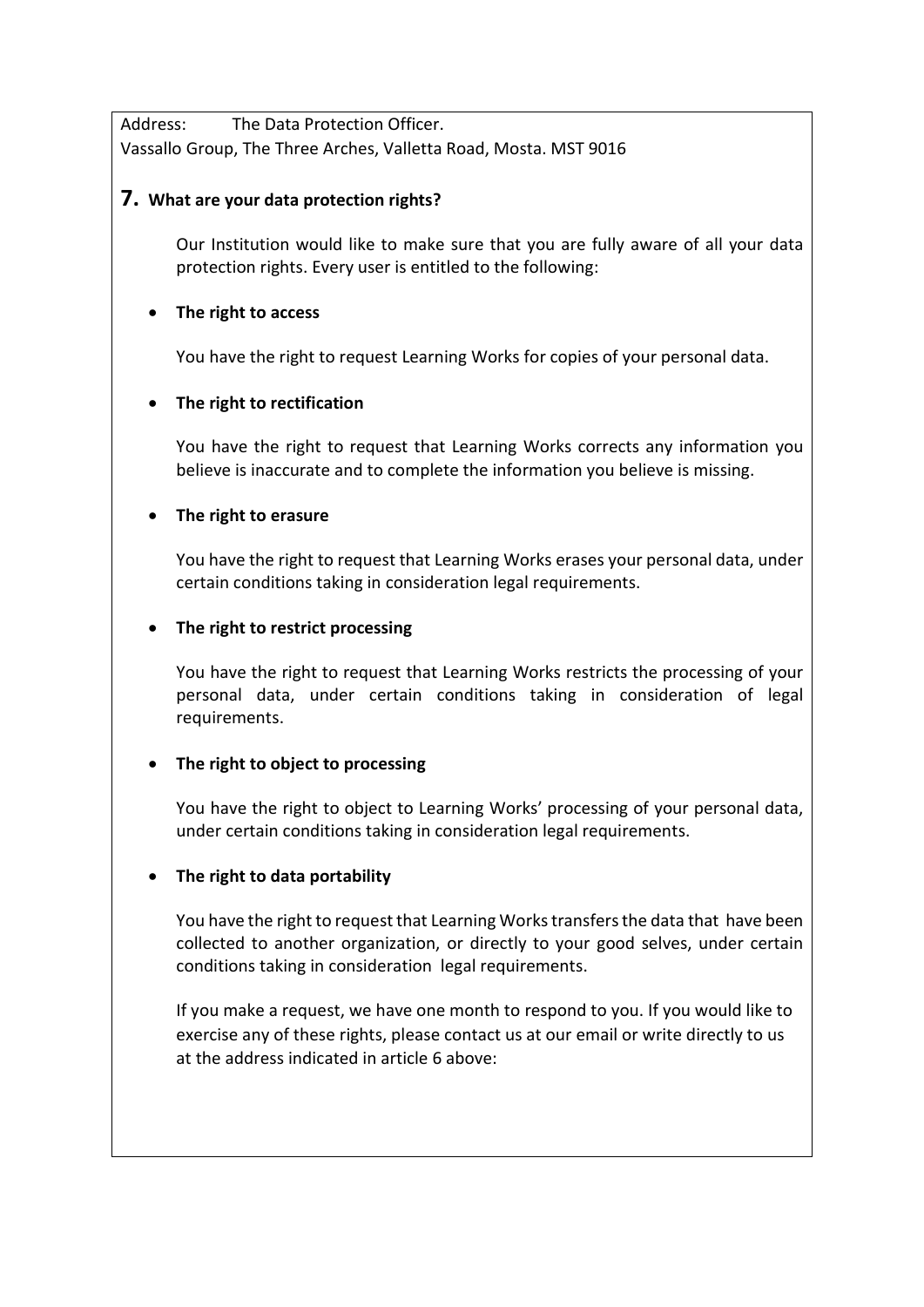Address: The Data Protection Officer.
Vassallo Group, The Three Arches, Valletta Road, Mosta. MST 9016

## 7. What are your data protection rights?

Our Institution would like to make sure that you are fully aware of all your data protection rights. Every user is entitled to the following:

- **The right to access**

  You have the right to request Learning Works for copies of your personal data.

- **The right to rectification**

  You have the right to request that Learning Works corrects any information you believe is inaccurate and to complete the information you believe is missing.

- **The right to erasure**

  You have the right to request that Learning Works erases your personal data, under certain conditions taking in consideration legal requirements.

- **The right to restrict processing**

  You have the right to request that Learning Works restricts the processing of your personal data, under certain conditions taking in consideration of legal requirements.

- **The right to object to processing**

  You have the right to object to Learning Works' processing of your personal data, under certain conditions taking in consideration legal requirements.

- **The right to data portability**

  You have the right to request that Learning Works transfers the data that have been collected to another organization, or directly to your good selves, under certain conditions taking in consideration legal requirements.

If you make a request, we have one month to respond to you. If you would like to exercise any of these rights, please contact us at our email or write directly to us at the address indicated in article 6 above: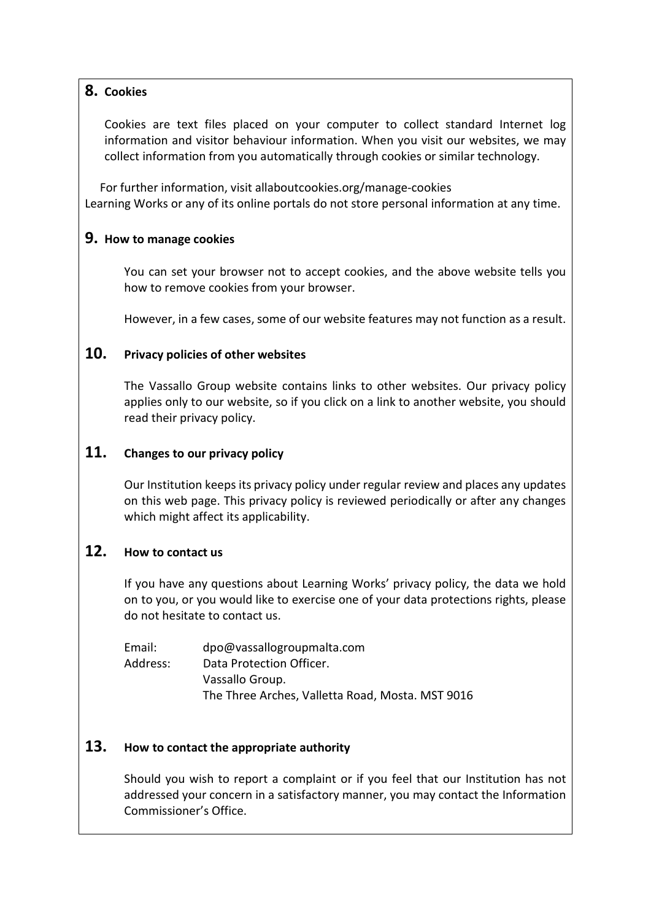## 8. Cookies

Cookies are text files placed on your computer to collect standard Internet log information and visitor behaviour information. When you visit our websites, we may collect information from you automatically through cookies or similar technology.

For further information, visit allaboutcookies.org/manage-cookies
Learning Works or any of its online portals do not store personal information at any time.

## 9. How to manage cookies

You can set your browser not to accept cookies, and the above website tells you how to remove cookies from your browser.

However, in a few cases, some of our website features may not function as a result.

## 10. Privacy policies of other websites

The Vassallo Group website contains links to other websites. Our privacy policy applies only to our website, so if you click on a link to another website, you should read their privacy policy.

## 11. Changes to our privacy policy

Our Institution keeps its privacy policy under regular review and places any updates on this web page. This privacy policy is reviewed periodically or after any changes which might affect its applicability.

## 12. How to contact us

If you have any questions about Learning Works' privacy policy, the data we hold on to you, or you would like to exercise one of your data protections rights, please do not hesitate to contact us.

Email: dpo@vassallogroupmalta.com
Address: Data Protection Officer.
Vassallo Group.
The Three Arches, Valletta Road, Mosta. MST 9016

## 13. How to contact the appropriate authority

Should you wish to report a complaint or if you feel that our Institution has not addressed your concern in a satisfactory manner, you may contact the Information Commissioner's Office.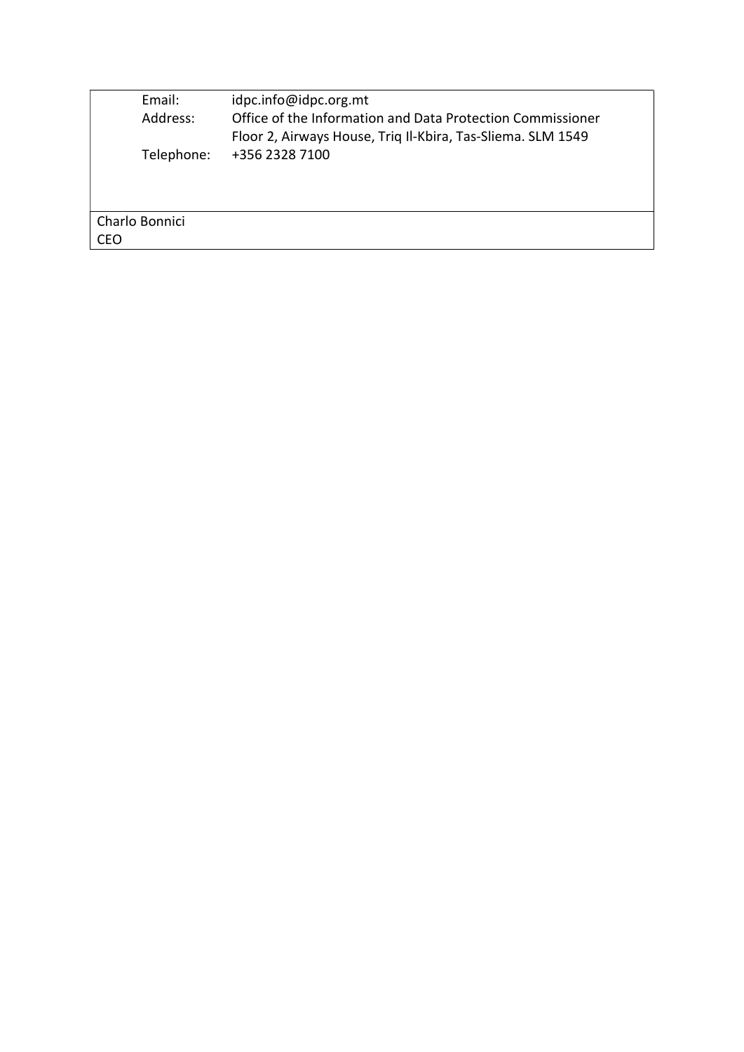| | |
|---|---|
| Email: | idpc.info@idpc.org.mt |
| Address: | Office of the Information and Data Protection Commissioner<br>Floor 2, Airways House, Triq Il-Kbira, Tas-Sliema. SLM 1549 |
| Telephone: | +356 2328 7100 |

Charlo Bonnici
CEO